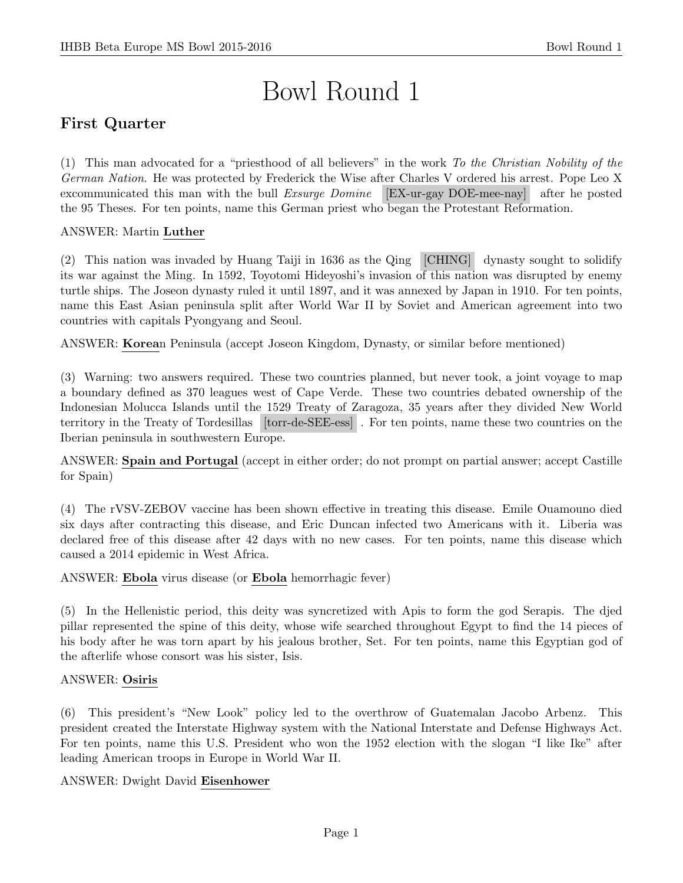# Bowl Round 1

## First Quarter

(1) This man advocated for a "priesthood of all believers" in the work *To the Christian Nobility of the German Nation*. He was protected by Frederick the Wise after Charles V ordered his arrest. Pope Leo X excommunicated this man with the bull *Exsurge Domine* [EX-ur-gay DOE-mee-nay] after he posted the 95 Theses. For ten points, name this German priest who began the Protestant Reformation.

ANSWER: Martin **Luther**

(2) This nation was invaded by Huang Taiji in 1636 as the Qing [CHING] dynasty sought to solidify its war against the Ming. In 1592, Toyotomi Hideyoshi's invasion of this nation was disrupted by enemy turtle ships. The Joseon dynasty ruled it until 1897, and it was annexed by Japan in 1910. For ten points, name this East Asian peninsula split after World War II by Soviet and American agreement into two countries with capitals Pyongyang and Seoul.

ANSWER: **Korea**n Peninsula (accept Joseon Kingdom, Dynasty, or similar before mentioned)

(3) Warning: two answers required. These two countries planned, but never took, a joint voyage to map a boundary defined as 370 leagues west of Cape Verde. These two countries debated ownership of the Indonesian Molucca Islands until the 1529 Treaty of Zaragoza, 35 years after they divided New World territory in the Treaty of Tordesillas [torr-de-SEE-ess]. For ten points, name these two countries on the Iberian peninsula in southwestern Europe.

ANSWER: **Spain and Portugal** (accept in either order; do not prompt on partial answer; accept Castille for Spain)

(4) The rVSV-ZEBOV vaccine has been shown effective in treating this disease. Emile Ouamouno died six days after contracting this disease, and Eric Duncan infected two Americans with it. Liberia was declared free of this disease after 42 days with no new cases. For ten points, name this disease which caused a 2014 epidemic in West Africa.

ANSWER: **Ebola** virus disease (or **Ebola** hemorrhagic fever)

(5) In the Hellenistic period, this deity was syncretized with Apis to form the god Serapis. The djed pillar represented the spine of this deity, whose wife searched throughout Egypt to find the 14 pieces of his body after he was torn apart by his jealous brother, Set. For ten points, name this Egyptian god of the afterlife whose consort was his sister, Isis.

ANSWER: **Osiris**

(6) This president's "New Look" policy led to the overthrow of Guatemalan Jacobo Arbenz. This president created the Interstate Highway system with the National Interstate and Defense Highways Act. For ten points, name this U.S. President who won the 1952 election with the slogan "I like Ike" after leading American troops in Europe in World War II.

ANSWER: Dwight David **Eisenhower**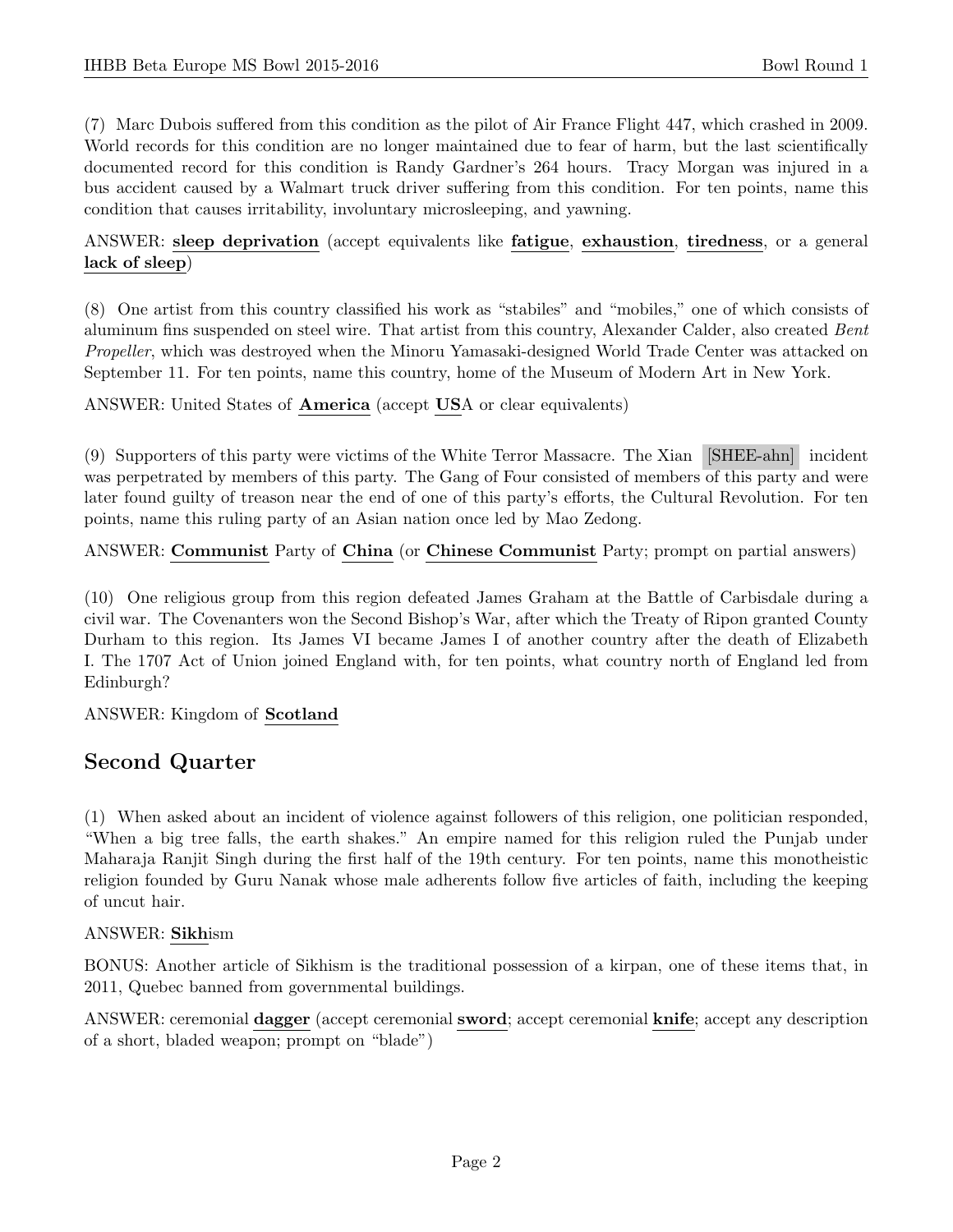(7) Marc Dubois suffered from this condition as the pilot of Air France Flight 447, which crashed in 2009. World records for this condition are no longer maintained due to fear of harm, but the last scientifically documented record for this condition is Randy Gardner's 264 hours. Tracy Morgan was injured in a bus accident caused by a Walmart truck driver suffering from this condition. For ten points, name this condition that causes irritability, involuntary microsleeping, and yawning.

ANSWER: **sleep deprivation** (accept equivalents like **fatigue**, **exhaustion**, **tiredness**, or a general **lack of sleep**)

(8) One artist from this country classified his work as "stabiles" and "mobiles," one of which consists of aluminum fins suspended on steel wire. That artist from this country, Alexander Calder, also created *Bent Propeller*, which was destroyed when the Minoru Yamasaki-designed World Trade Center was attacked on September 11. For ten points, name this country, home of the Museum of Modern Art in New York.

ANSWER: United States of **America** (accept **US**A or clear equivalents)

(9) Supporters of this party were victims of the White Terror Massacre. The Xian [SHEE-ahn] incident was perpetrated by members of this party. The Gang of Four consisted of members of this party and were later found guilty of treason near the end of one of this party's efforts, the Cultural Revolution. For ten points, name this ruling party of an Asian nation once led by Mao Zedong.

ANSWER: **Communist** Party of **China** (or **Chinese Communist** Party; prompt on partial answers)

(10) One religious group from this region defeated James Graham at the Battle of Carbisdale during a civil war. The Covenanters won the Second Bishop's War, after which the Treaty of Ripon granted County Durham to this region. Its James VI became James I of another country after the death of Elizabeth I. The 1707 Act of Union joined England with, for ten points, what country north of England led from Edinburgh?

ANSWER: Kingdom of **Scotland**

## Second Quarter

(1) When asked about an incident of violence against followers of this religion, one politician responded, "When a big tree falls, the earth shakes." An empire named for this religion ruled the Punjab under Maharaja Ranjit Singh during the first half of the 19th century. For ten points, name this monotheistic religion founded by Guru Nanak whose male adherents follow five articles of faith, including the keeping of uncut hair.

ANSWER: **Sikh**ism

BONUS: Another article of Sikhism is the traditional possession of a kirpan, one of these items that, in 2011, Quebec banned from governmental buildings.

ANSWER: ceremonial **dagger** (accept ceremonial **sword**; accept ceremonial **knife**; accept any description of a short, bladed weapon; prompt on "blade")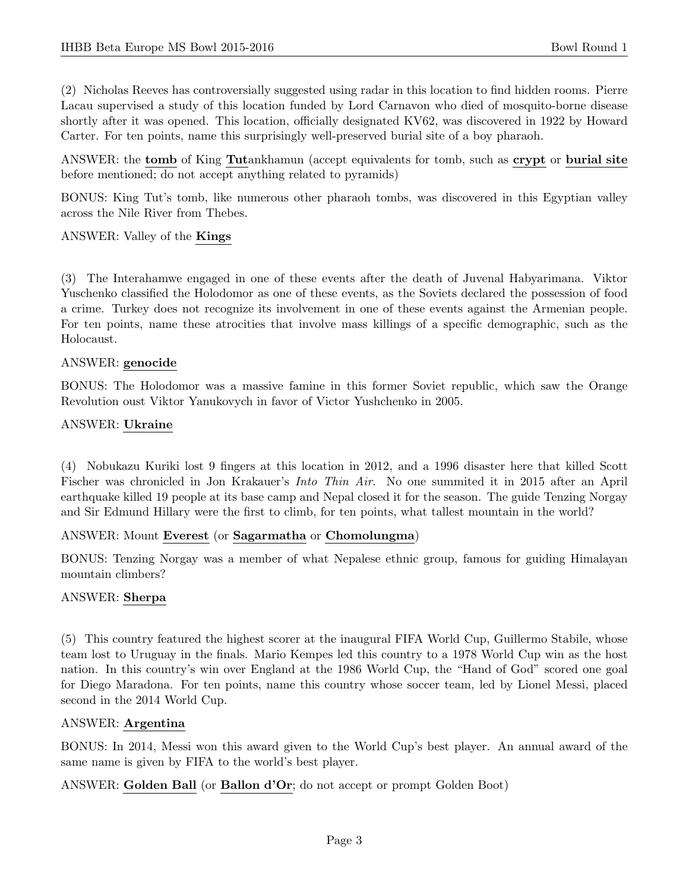(2) Nicholas Reeves has controversially suggested using radar in this location to find hidden rooms. Pierre Lacau supervised a study of this location funded by Lord Carnavon who died of mosquito-borne disease shortly after it was opened. This location, officially designated KV62, was discovered in 1922 by Howard Carter. For ten points, name this surprisingly well-preserved burial site of a boy pharaoh.

ANSWER: the **tomb** of King **Tut**ankhamun (accept equivalents for tomb, such as **crypt** or **burial site** before mentioned; do not accept anything related to pyramids)

BONUS: King Tut's tomb, like numerous other pharaoh tombs, was discovered in this Egyptian valley across the Nile River from Thebes.

ANSWER: Valley of the **Kings**

(3) The Interahamwe engaged in one of these events after the death of Juvenal Habyarimana. Viktor Yuschenko classified the Holodomor as one of these events, as the Soviets declared the possession of food a crime. Turkey does not recognize its involvement in one of these events against the Armenian people. For ten points, name these atrocities that involve mass killings of a specific demographic, such as the Holocaust.

ANSWER: **genocide**

BONUS: The Holodomor was a massive famine in this former Soviet republic, which saw the Orange Revolution oust Viktor Yanukovych in favor of Victor Yushchenko in 2005.

ANSWER: **Ukraine**

(4) Nobukazu Kuriki lost 9 fingers at this location in 2012, and a 1996 disaster here that killed Scott Fischer was chronicled in Jon Krakauer's *Into Thin Air*. No one summited it in 2015 after an April earthquake killed 19 people at its base camp and Nepal closed it for the season. The guide Tenzing Norgay and Sir Edmund Hillary were the first to climb, for ten points, what tallest mountain in the world?

ANSWER: Mount **Everest** (or **Sagarmatha** or **Chomolungma**)

BONUS: Tenzing Norgay was a member of what Nepalese ethnic group, famous for guiding Himalayan mountain climbers?

ANSWER: **Sherpa**

(5) This country featured the highest scorer at the inaugural FIFA World Cup, Guillermo Stabile, whose team lost to Uruguay in the finals. Mario Kempes led this country to a 1978 World Cup win as the host nation. In this country's win over England at the 1986 World Cup, the "Hand of God" scored one goal for Diego Maradona. For ten points, name this country whose soccer team, led by Lionel Messi, placed second in the 2014 World Cup.

ANSWER: **Argentina**

BONUS: In 2014, Messi won this award given to the World Cup's best player. An annual award of the same name is given by FIFA to the world's best player.

ANSWER: **Golden Ball** (or **Ballon d'Or**; do not accept or prompt Golden Boot)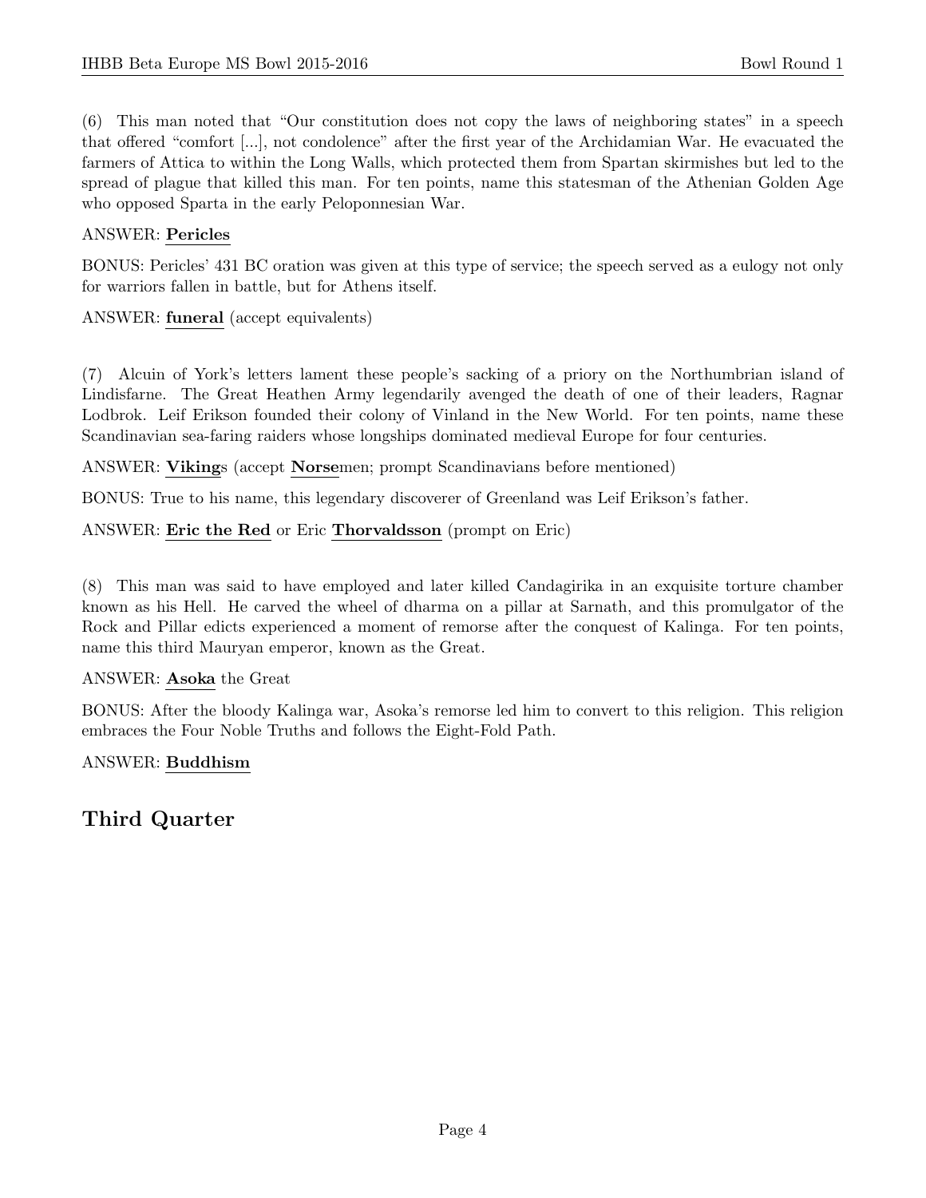(6) This man noted that "Our constitution does not copy the laws of neighboring states" in a speech that offered "comfort [...], not condolence" after the first year of the Archidamian War. He evacuated the farmers of Attica to within the Long Walls, which protected them from Spartan skirmishes but led to the spread of plague that killed this man. For ten points, name this statesman of the Athenian Golden Age who opposed Sparta in the early Peloponnesian War.

ANSWER: **Pericles**

BONUS: Pericles' 431 BC oration was given at this type of service; the speech served as a eulogy not only for warriors fallen in battle, but for Athens itself.

ANSWER: **funeral** (accept equivalents)

(7) Alcuin of York's letters lament these people's sacking of a priory on the Northumbrian island of Lindisfarne. The Great Heathen Army legendarily avenged the death of one of their leaders, Ragnar Lodbrok. Leif Erikson founded their colony of Vinland in the New World. For ten points, name these Scandinavian sea-faring raiders whose longships dominated medieval Europe for four centuries.

ANSWER: **Viking**s (accept **Norse**men; prompt Scandinavians before mentioned)

BONUS: True to his name, this legendary discoverer of Greenland was Leif Erikson's father.

ANSWER: **Eric the Red** or Eric **Thorvaldsson** (prompt on Eric)

(8) This man was said to have employed and later killed Candagirika in an exquisite torture chamber known as his Hell. He carved the wheel of dharma on a pillar at Sarnath, and this promulgator of the Rock and Pillar edicts experienced a moment of remorse after the conquest of Kalinga. For ten points, name this third Mauryan emperor, known as the Great.

ANSWER: **Asoka** the Great

BONUS: After the bloody Kalinga war, Asoka's remorse led him to convert to this religion. This religion embraces the Four Noble Truths and follows the Eight-Fold Path.

ANSWER: **Buddhism**

## Third Quarter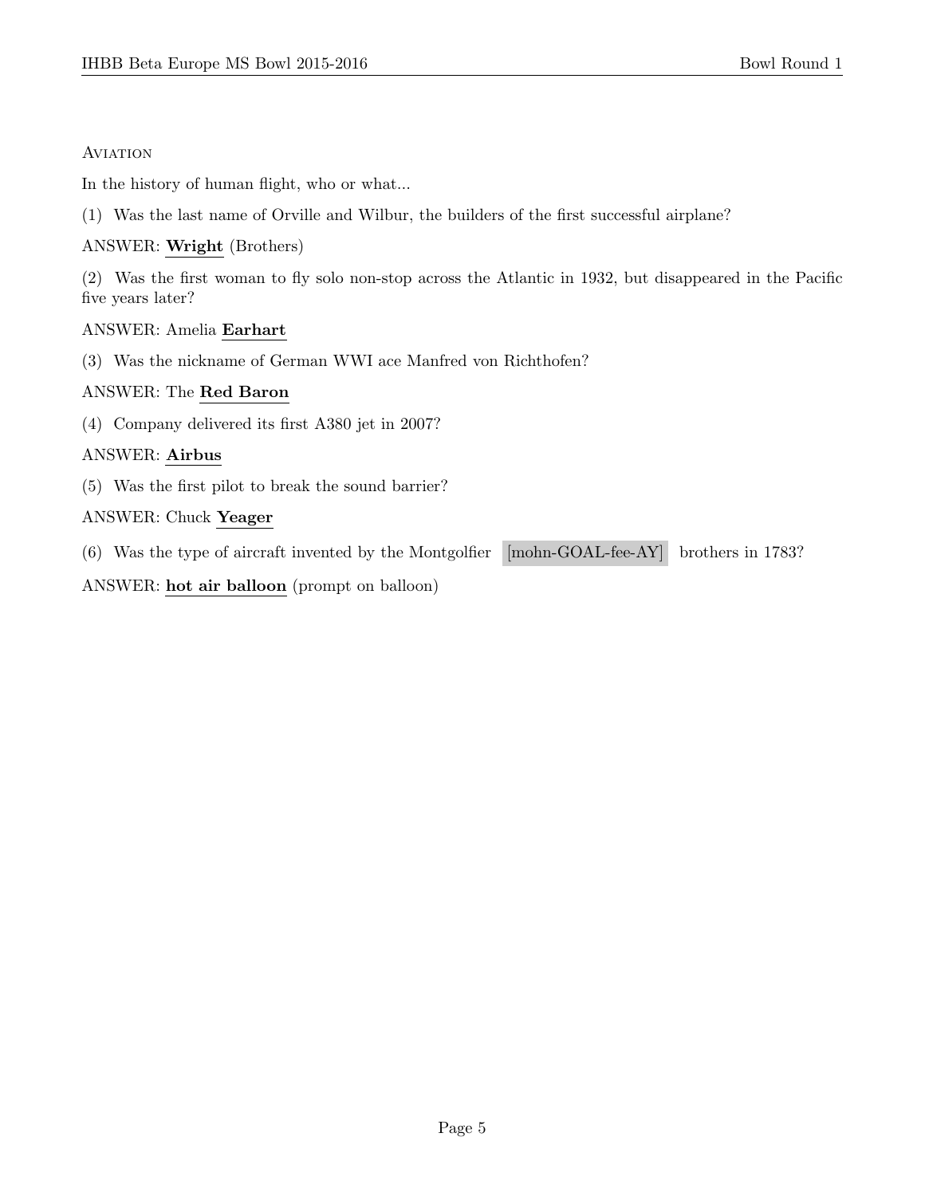## Aviation

In the history of human flight, who or what...

(1) Was the last name of Orville and Wilbur, the builders of the first successful airplane?

ANSWER: **Wright** (Brothers)

(2) Was the first woman to fly solo non-stop across the Atlantic in 1932, but disappeared in the Pacific five years later?

ANSWER: Amelia **Earhart**

(3) Was the nickname of German WWI ace Manfred von Richthofen?

ANSWER: The **Red Baron**

(4) Company delivered its first A380 jet in 2007?

ANSWER: **Airbus**

(5) Was the first pilot to break the sound barrier?

ANSWER: Chuck **Yeager**

(6) Was the type of aircraft invented by the Montgolfier [mohn-GOAL-fee-AY] brothers in 1783?

ANSWER: **hot air balloon** (prompt on balloon)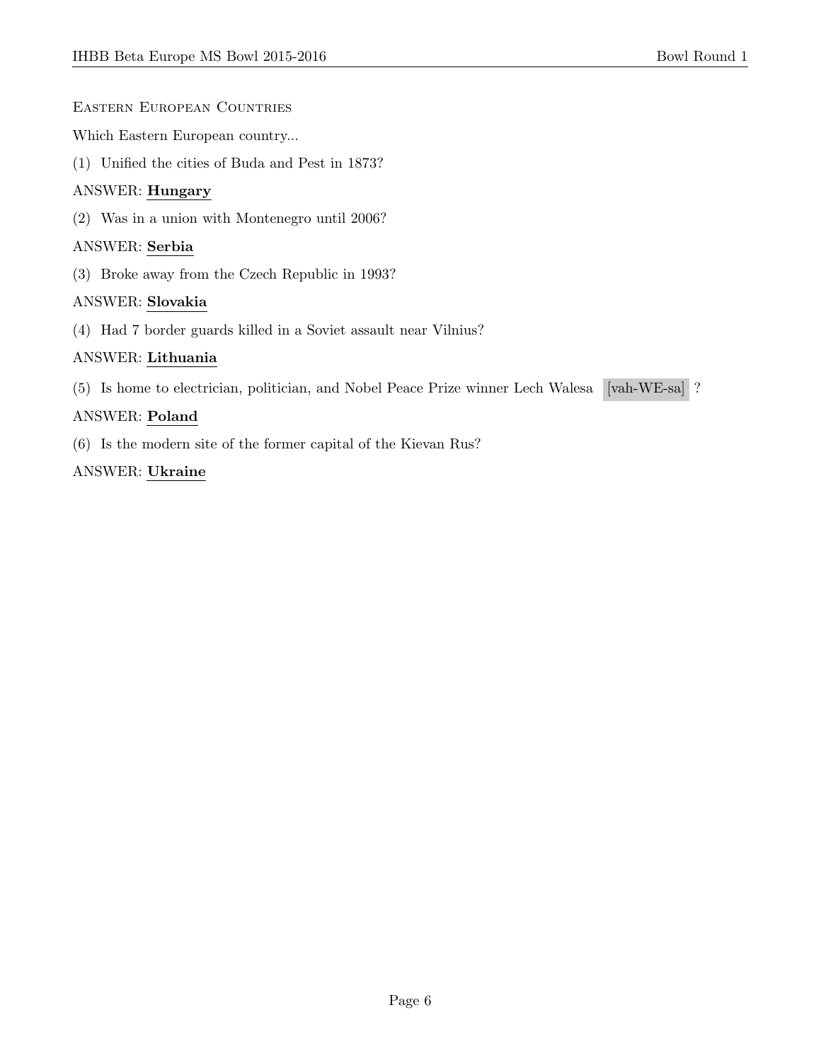## Eastern European Countries

Which Eastern European country...

(1) Unified the cities of Buda and Pest in 1873?

ANSWER: **Hungary**

(2) Was in a union with Montenegro until 2006?

ANSWER: **Serbia**

(3) Broke away from the Czech Republic in 1993?

ANSWER: **Slovakia**

(4) Had 7 border guards killed in a Soviet assault near Vilnius?

ANSWER: **Lithuania**

(5) Is home to electrician, politician, and Nobel Peace Prize winner Lech Walesa [vah-WE-sa] ?

ANSWER: **Poland**

(6) Is the modern site of the former capital of the Kievan Rus?

ANSWER: **Ukraine**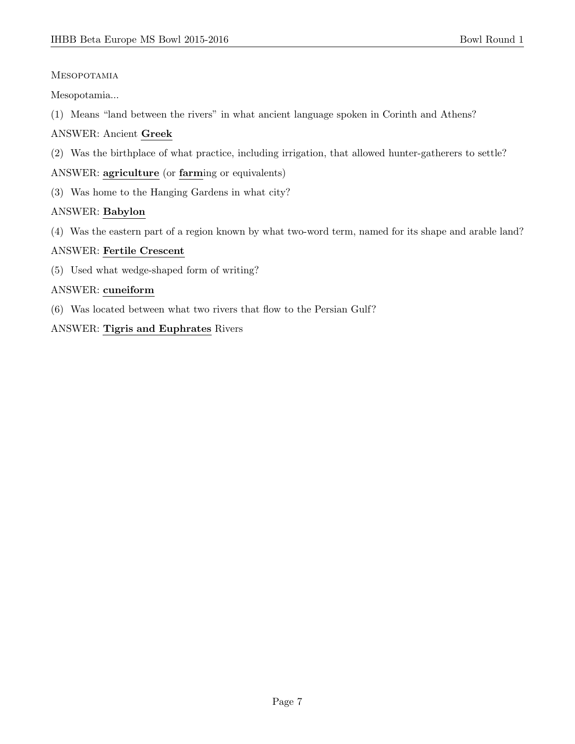Mesopotamia

Mesopotamia...

(1) Means "land between the rivers" in what ancient language spoken in Corinth and Athens?

ANSWER: Ancient **Greek**

(2) Was the birthplace of what practice, including irrigation, that allowed hunter-gatherers to settle?

ANSWER: **agriculture** (or **farm**ing or equivalents)

(3) Was home to the Hanging Gardens in what city?

ANSWER: **Babylon**

(4) Was the eastern part of a region known by what two-word term, named for its shape and arable land?

ANSWER: **Fertile Crescent**

(5) Used what wedge-shaped form of writing?

ANSWER: **cuneiform**

(6) Was located between what two rivers that flow to the Persian Gulf?

ANSWER: **Tigris and Euphrates** Rivers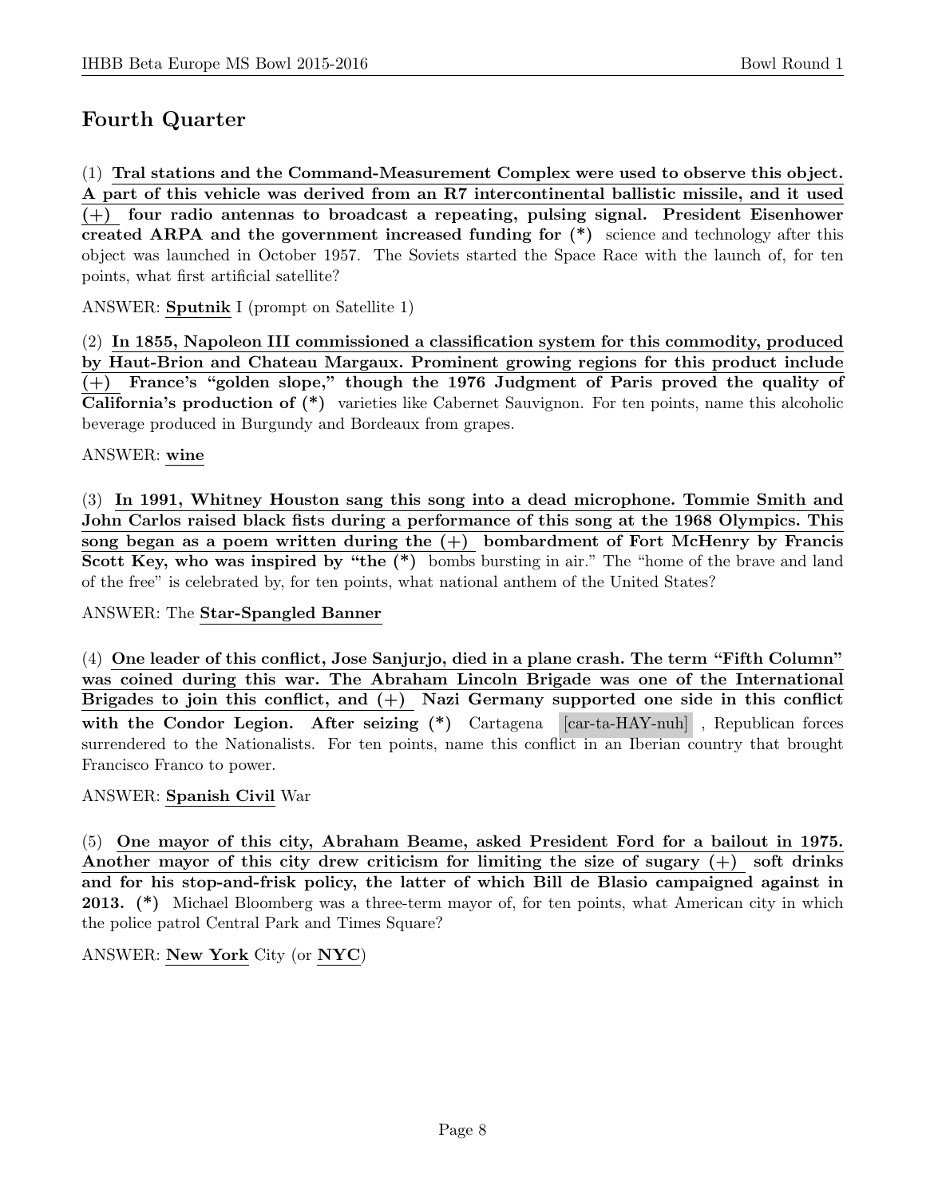## Fourth Quarter

(1) **Tral stations and the Command-Measurement Complex were used to observe this object. A part of this vehicle was derived from an R7 intercontinental ballistic missile, and it used (+) four radio antennas to broadcast a repeating, pulsing signal. President Eisenhower created ARPA and the government increased funding for (*)** science and technology after this object was launched in October 1957. The Soviets started the Space Race with the launch of, for ten points, what first artificial satellite?

ANSWER: **Sputnik** I (prompt on Satellite 1)

(2) **In 1855, Napoleon III commissioned a classification system for this commodity, produced by Haut-Brion and Chateau Margaux. Prominent growing regions for this product include (+) France's "golden slope," though the 1976 Judgment of Paris proved the quality of California's production of (*)** varieties like Cabernet Sauvignon. For ten points, name this alcoholic beverage produced in Burgundy and Bordeaux from grapes.

ANSWER: **wine**

(3) **In 1991, Whitney Houston sang this song into a dead microphone. Tommie Smith and John Carlos raised black fists during a performance of this song at the 1968 Olympics. This song began as a poem written during the (+) bombardment of Fort McHenry by Francis Scott Key, who was inspired by "the (*)** bombs bursting in air." The "home of the brave and land of the free" is celebrated by, for ten points, what national anthem of the United States?

ANSWER: The **Star-Spangled Banner**

(4) **One leader of this conflict, Jose Sanjurjo, died in a plane crash. The term "Fifth Column" was coined during this war. The Abraham Lincoln Brigade was one of the International Brigades to join this conflict, and (+) Nazi Germany supported one side in this conflict with the Condor Legion. After seizing (*)** Cartagena [car-ta-HAY-nuh], Republican forces surrendered to the Nationalists. For ten points, name this conflict in an Iberian country that brought Francisco Franco to power.

ANSWER: **Spanish Civil** War

(5) **One mayor of this city, Abraham Beame, asked President Ford for a bailout in 1975. Another mayor of this city drew criticism for limiting the size of sugary (+) soft drinks and for his stop-and-frisk policy, the latter of which Bill de Blasio campaigned against in 2013. (*)** Michael Bloomberg was a three-term mayor of, for ten points, what American city in which the police patrol Central Park and Times Square?

ANSWER: **New York** City (or **NYC**)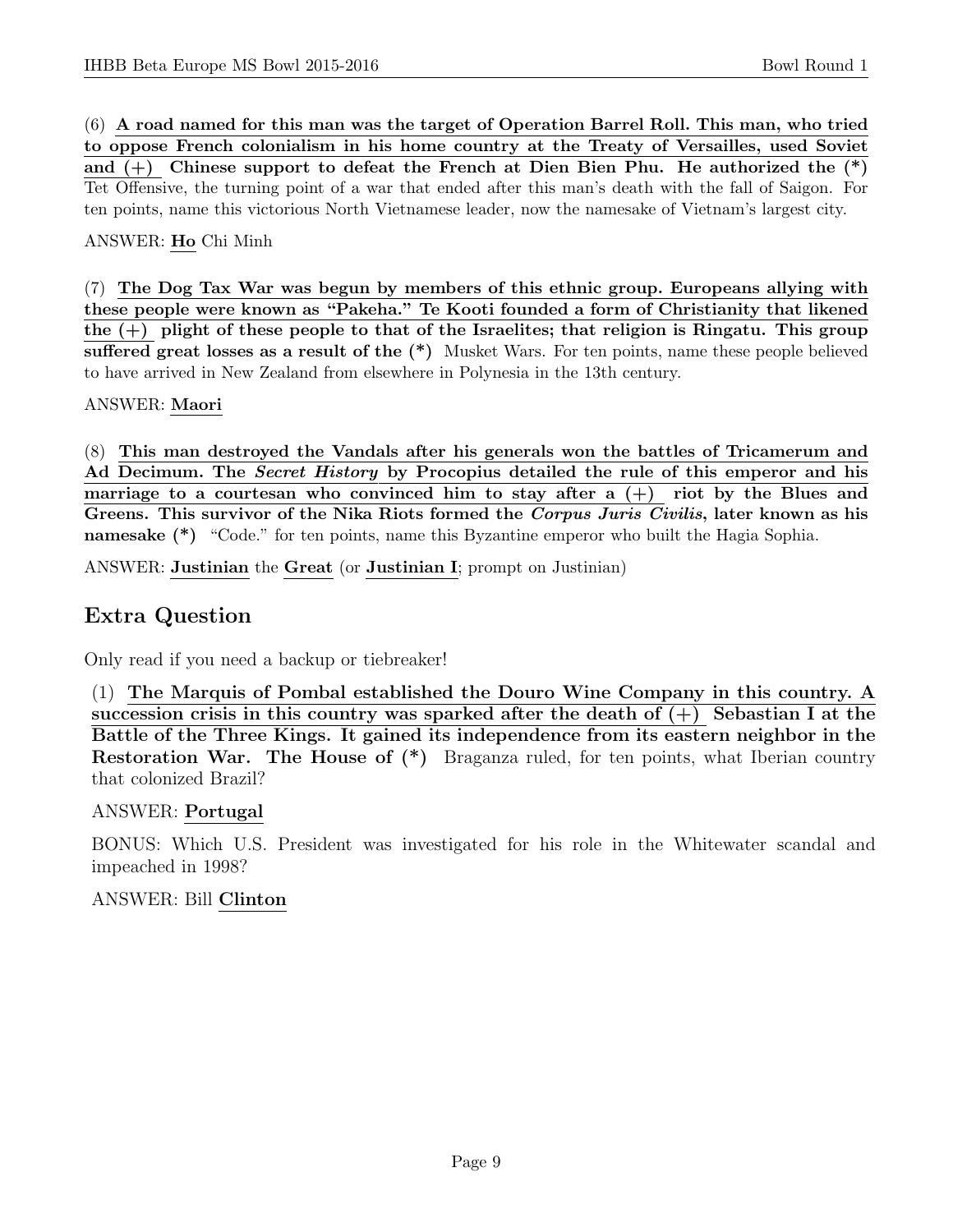(6) **A road named for this man was the target of Operation Barrel Roll. This man, who tried to oppose French colonialism in his home country at the Treaty of Versailles, used Soviet and (+) Chinese support to defeat the French at Dien Bien Phu. He authorized the (*)** Tet Offensive, the turning point of a war that ended after this man's death with the fall of Saigon. For ten points, name this victorious North Vietnamese leader, now the namesake of Vietnam's largest city.

ANSWER: **Ho** Chi Minh

(7) **The Dog Tax War was begun by members of this ethnic group. Europeans allying with these people were known as "Pakeha." Te Kooti founded a form of Christianity that likened the (+) plight of these people to that of the Israelites; that religion is Ringatu. This group suffered great losses as a result of the (*)** Musket Wars. For ten points, name these people believed to have arrived in New Zealand from elsewhere in Polynesia in the 13th century.

ANSWER: **Maori**

(8) **This man destroyed the Vandals after his generals won the battles of Tricamerum and Ad Decimum. The *Secret History* by Procopius detailed the rule of this emperor and his marriage to a courtesan who convinced him to stay after a (+) riot by the Blues and Greens. This survivor of the Nika Riots formed the *Corpus Juris Civilis*, later known as his namesake (*)** "Code." for ten points, name this Byzantine emperor who built the Hagia Sophia.

ANSWER: **Justinian** the **Great** (or **Justinian I**; prompt on Justinian)

## Extra Question

Only read if you need a backup or tiebreaker!

(1) **The Marquis of Pombal established the Douro Wine Company in this country. A succession crisis in this country was sparked after the death of (+) Sebastian I at the Battle of the Three Kings. It gained its independence from its eastern neighbor in the Restoration War. The House of (*)** Braganza ruled, for ten points, what Iberian country that colonized Brazil?

ANSWER: **Portugal**

BONUS: Which U.S. President was investigated for his role in the Whitewater scandal and impeached in 1998?

ANSWER: Bill **Clinton**